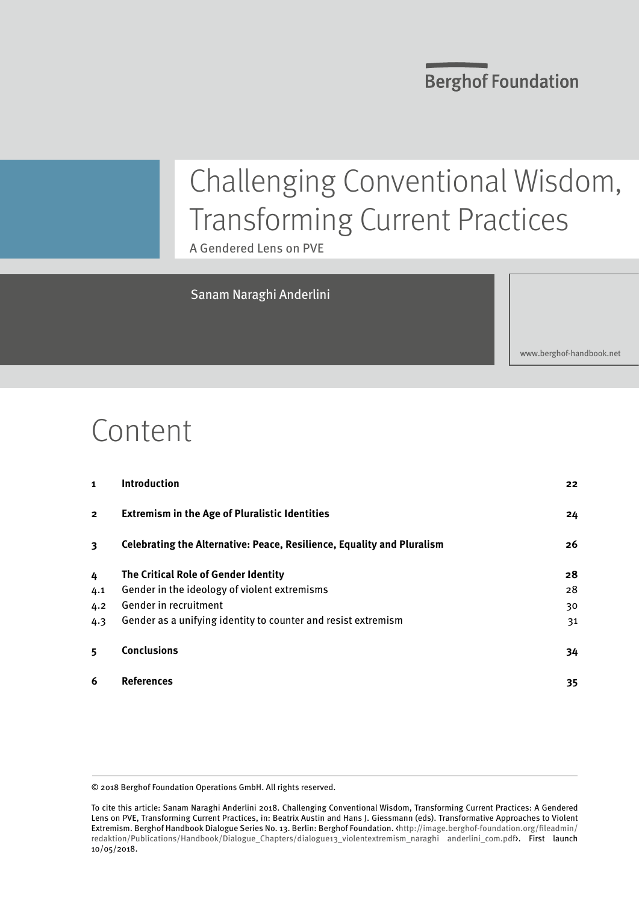Berghof Foundation

# Challenging Conventional Wisdom, Transforming Current Practices

A Gendered Lens on PVE

Sanam Naraghi Anderlini

www.berghof-handbook.net

## Content

| | | |
|---|---|---|
| **1** | **Introduction** | **22** |
| **2** | **Extremism in the Age of Pluralistic Identities** | **24** |
| **3** | **Celebrating the Alternative: Peace, Resilience, Equality and Pluralism** | **26** |
| **4** | **The Critical Role of Gender Identity** | **28** |
| 4.1 | Gender in the ideology of violent extremisms | 28 |
| 4.2 | Gender in recruitment | 30 |
| 4.3 | Gender as a unifying identity to counter and resist extremism | 31 |
| **5** | **Conclusions** | **34** |
| **6** | **References** | **35** |

© 2018 Berghof Foundation Operations GmbH. All rights reserved.

To cite this article: Sanam Naraghi Anderlini 2018. Challenging Conventional Wisdom, Transforming Current Practices: A Gendered Lens on PVE, Transforming Current Practices, in: Beatrix Austin and Hans J. Giessmann (eds). Transformative Approaches to Violent Extremism. Berghof Handbook Dialogue Series No. 13. Berlin: Berghof Foundation. ‹http://image.berghof-foundation.org/fileadmin/redaktion/Publications/Handbook/Dialogue_Chapters/dialogue13_violentextremism_naraghi anderlini_com.pdf›. First launch 10/05/2018.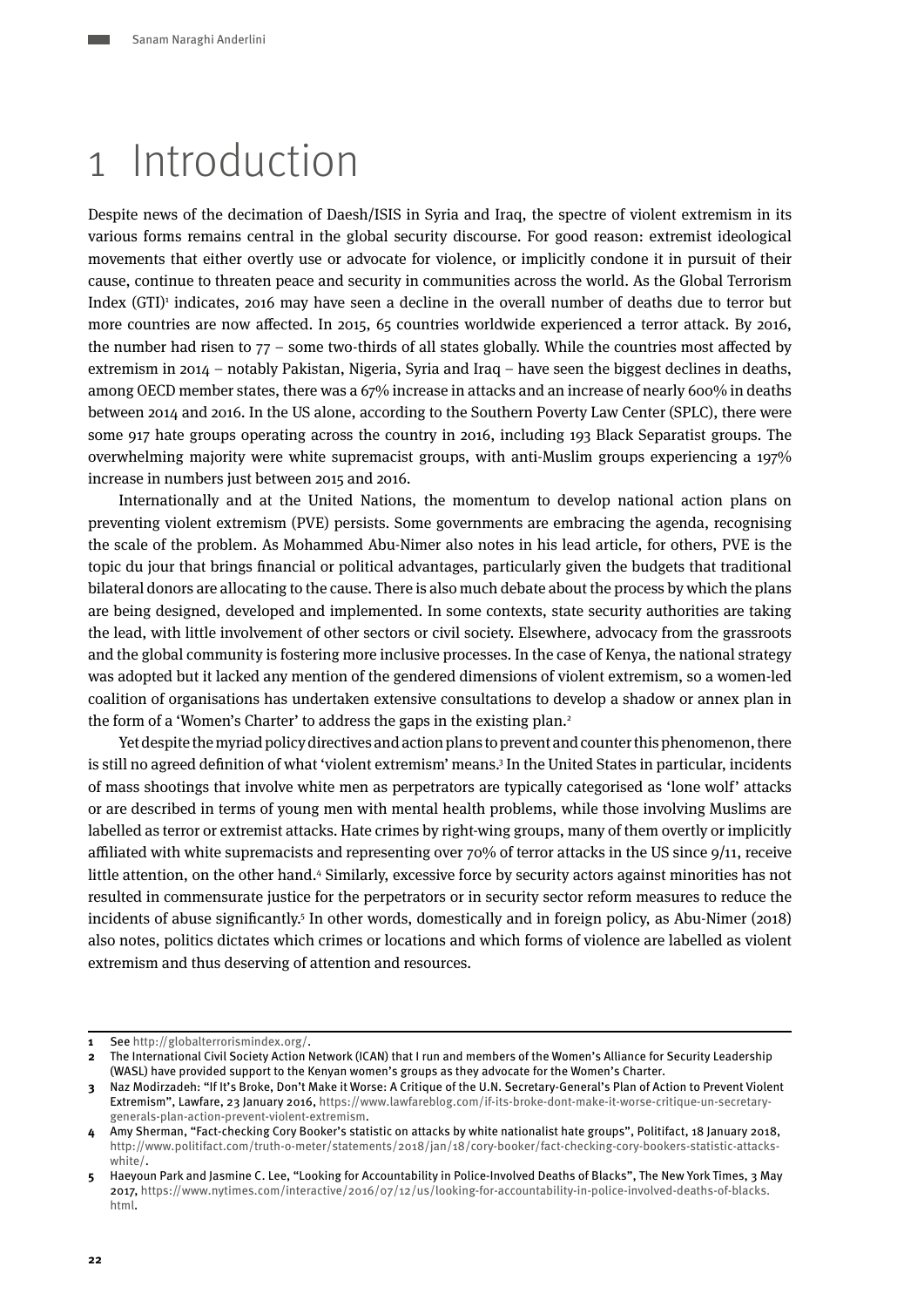# 1 Introduction

Despite news of the decimation of Daesh/ISIS in Syria and Iraq, the spectre of violent extremism in its various forms remains central in the global security discourse. For good reason: extremist ideological movements that either overtly use or advocate for violence, or implicitly condone it in pursuit of their cause, continue to threaten peace and security in communities across the world. As the Global Terrorism Index (GTI)[1] indicates, 2016 may have seen a decline in the overall number of deaths due to terror but more countries are now affected. In 2015, 65 countries worldwide experienced a terror attack. By 2016, the number had risen to 77 – some two-thirds of all states globally. While the countries most affected by extremism in 2014 – notably Pakistan, Nigeria, Syria and Iraq – have seen the biggest declines in deaths, among OECD member states, there was a 67% increase in attacks and an increase of nearly 600% in deaths between 2014 and 2016. In the US alone, according to the Southern Poverty Law Center (SPLC), there were some 917 hate groups operating across the country in 2016, including 193 Black Separatist groups. The overwhelming majority were white supremacist groups, with anti-Muslim groups experiencing a 197% increase in numbers just between 2015 and 2016.

Internationally and at the United Nations, the momentum to develop national action plans on preventing violent extremism (PVE) persists. Some governments are embracing the agenda, recognising the scale of the problem. As Mohammed Abu-Nimer also notes in his lead article, for others, PVE is the topic du jour that brings financial or political advantages, particularly given the budgets that traditional bilateral donors are allocating to the cause. There is also much debate about the process by which the plans are being designed, developed and implemented. In some contexts, state security authorities are taking the lead, with little involvement of other sectors or civil society. Elsewhere, advocacy from the grassroots and the global community is fostering more inclusive processes. In the case of Kenya, the national strategy was adopted but it lacked any mention of the gendered dimensions of violent extremism, so a women-led coalition of organisations has undertaken extensive consultations to develop a shadow or annex plan in the form of a 'Women's Charter' to address the gaps in the existing plan.[2]

Yet despite the myriad policy directives and action plans to prevent and counter this phenomenon, there is still no agreed definition of what 'violent extremism' means.[3] In the United States in particular, incidents of mass shootings that involve white men as perpetrators are typically categorised as 'lone wolf' attacks or are described in terms of young men with mental health problems, while those involving Muslims are labelled as terror or extremist attacks. Hate crimes by right-wing groups, many of them overtly or implicitly affiliated with white supremacists and representing over 70% of terror attacks in the US since 9/11, receive little attention, on the other hand.[4] Similarly, excessive force by security actors against minorities has not resulted in commensurate justice for the perpetrators or in security sector reform measures to reduce the incidents of abuse significantly.[5] In other words, domestically and in foreign policy, as Abu-Nimer (2018) also notes, politics dictates which crimes or locations and which forms of violence are labelled as violent extremism and thus deserving of attention and resources.

---

**1** See http://globalterrorismindex.org/.

**2** The International Civil Society Action Network (ICAN) that I run and members of the Women's Alliance for Security Leadership (WASL) have provided support to the Kenyan women's groups as they advocate for the Women's Charter.

**3** Naz Modirzadeh: "If It's Broke, Don't Make it Worse: A Critique of the U.N. Secretary-General's Plan of Action to Prevent Violent Extremism", Lawfare, 23 January 2016, https://www.lawfareblog.com/if-its-broke-dont-make-it-worse-critique-un-secretary-generals-plan-action-prevent-violent-extremism.

**4** Amy Sherman, "Fact-checking Cory Booker's statistic on attacks by white nationalist hate groups", Politifact, 18 January 2018, http://www.politifact.com/truth-o-meter/statements/2018/jan/18/cory-booker/fact-checking-cory-bookers-statistic-attacks-white/.

**5** Haeyoun Park and Jasmine C. Lee, "Looking for Accountability in Police-Involved Deaths of Blacks", The New York Times, 3 May 2017, https://www.nytimes.com/interactive/2016/07/12/us/looking-for-accountability-in-police-involved-deaths-of-blacks.html.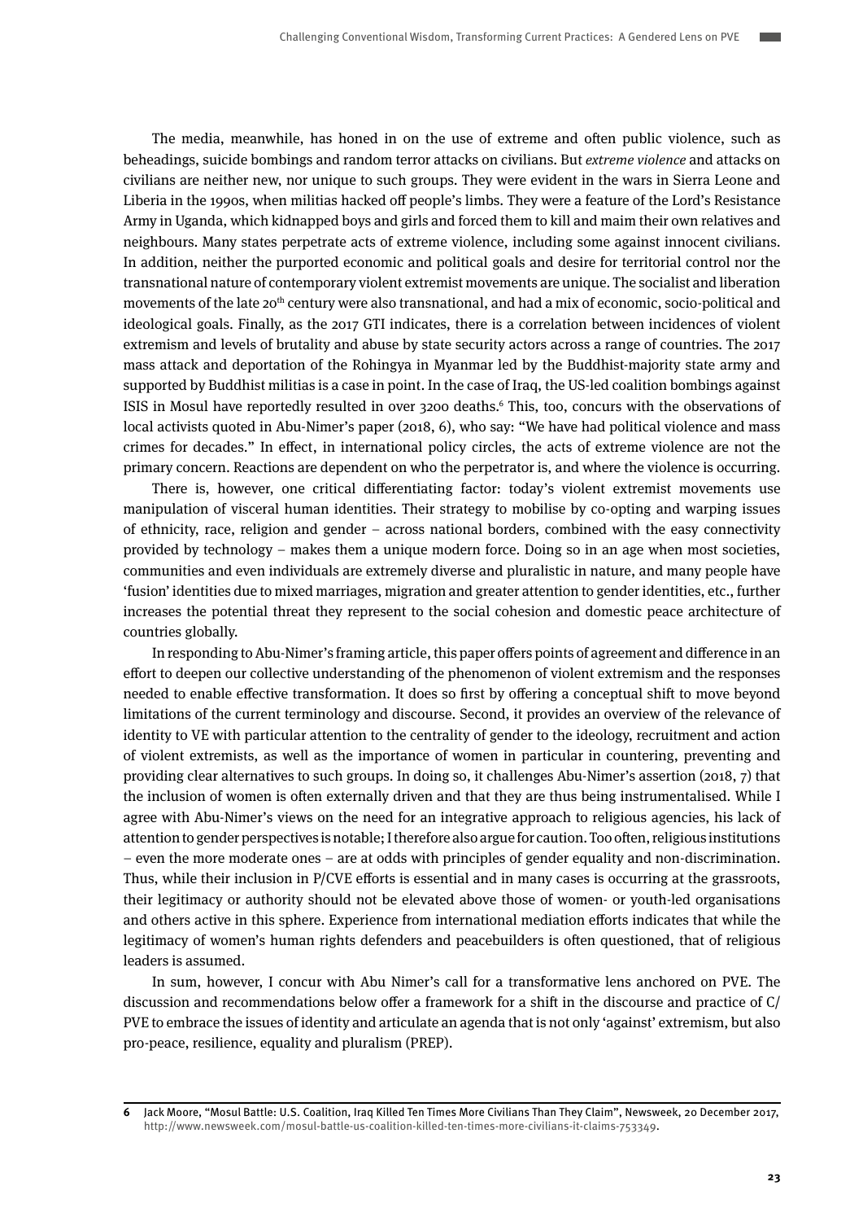The media, meanwhile, has honed in on the use of extreme and often public violence, such as beheadings, suicide bombings and random terror attacks on civilians. But *extreme violence* and attacks on civilians are neither new, nor unique to such groups. They were evident in the wars in Sierra Leone and Liberia in the 1990s, when militias hacked off people's limbs. They were a feature of the Lord's Resistance Army in Uganda, which kidnapped boys and girls and forced them to kill and maim their own relatives and neighbours. Many states perpetrate acts of extreme violence, including some against innocent civilians. In addition, neither the purported economic and political goals and desire for territorial control nor the transnational nature of contemporary violent extremist movements are unique. The socialist and liberation movements of the late 20th century were also transnational, and had a mix of economic, socio-political and ideological goals. Finally, as the 2017 GTI indicates, there is a correlation between incidences of violent extremism and levels of brutality and abuse by state security actors across a range of countries. The 2017 mass attack and deportation of the Rohingya in Myanmar led by the Buddhist-majority state army and supported by Buddhist militias is a case in point. In the case of Iraq, the US-led coalition bombings against ISIS in Mosul have reportedly resulted in over 3200 deaths.[6] This, too, concurs with the observations of local activists quoted in Abu-Nimer's paper (2018, 6), who say: "We have had political violence and mass crimes for decades." In effect, in international policy circles, the acts of extreme violence are not the primary concern. Reactions are dependent on who the perpetrator is, and where the violence is occurring.

There is, however, one critical differentiating factor: today's violent extremist movements use manipulation of visceral human identities. Their strategy to mobilise by co-opting and warping issues of ethnicity, race, religion and gender – across national borders, combined with the easy connectivity provided by technology – makes them a unique modern force. Doing so in an age when most societies, communities and even individuals are extremely diverse and pluralistic in nature, and many people have 'fusion' identities due to mixed marriages, migration and greater attention to gender identities, etc., further increases the potential threat they represent to the social cohesion and domestic peace architecture of countries globally.

In responding to Abu-Nimer's framing article, this paper offers points of agreement and difference in an effort to deepen our collective understanding of the phenomenon of violent extremism and the responses needed to enable effective transformation. It does so first by offering a conceptual shift to move beyond limitations of the current terminology and discourse. Second, it provides an overview of the relevance of identity to VE with particular attention to the centrality of gender to the ideology, recruitment and action of violent extremists, as well as the importance of women in particular in countering, preventing and providing clear alternatives to such groups. In doing so, it challenges Abu-Nimer's assertion (2018, 7) that the inclusion of women is often externally driven and that they are thus being instrumentalised. While I agree with Abu-Nimer's views on the need for an integrative approach to religious agencies, his lack of attention to gender perspectives is notable; I therefore also argue for caution. Too often, religious institutions – even the more moderate ones – are at odds with principles of gender equality and non-discrimination. Thus, while their inclusion in P/CVE efforts is essential and in many cases is occurring at the grassroots, their legitimacy or authority should not be elevated above those of women- or youth-led organisations and others active in this sphere. Experience from international mediation efforts indicates that while the legitimacy of women's human rights defenders and peacebuilders is often questioned, that of religious leaders is assumed.

In sum, however, I concur with Abu Nimer's call for a transformative lens anchored on PVE. The discussion and recommendations below offer a framework for a shift in the discourse and practice of C/PVE to embrace the issues of identity and articulate an agenda that is not only 'against' extremism, but also pro-peace, resilience, equality and pluralism (PREP).

---

6 Jack Moore, "Mosul Battle: U.S. Coalition, Iraq Killed Ten Times More Civilians Than They Claim", Newsweek, 20 December 2017, http://www.newsweek.com/mosul-battle-us-coalition-killed-ten-times-more-civilians-it-claims-753349.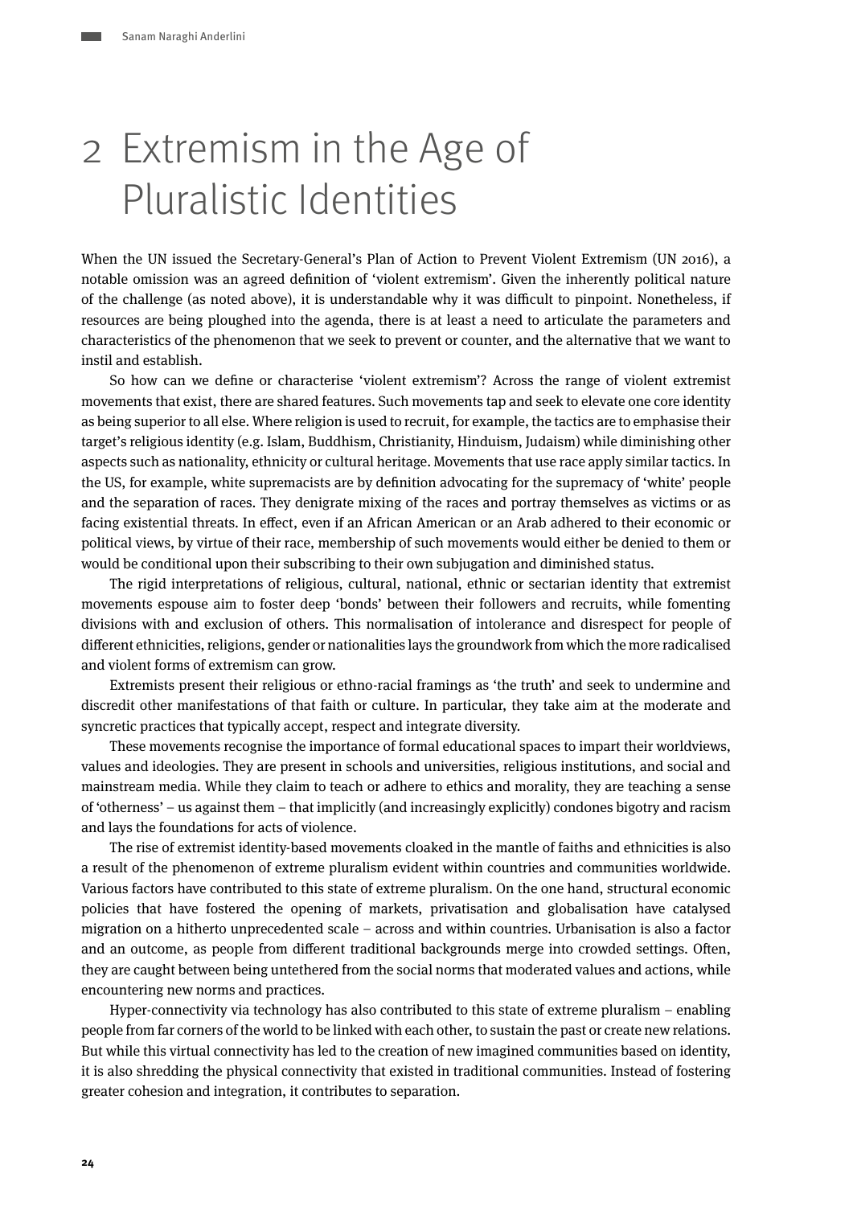# 2 Extremism in the Age of Pluralistic Identities

When the UN issued the Secretary-General's Plan of Action to Prevent Violent Extremism (UN 2016), a notable omission was an agreed definition of 'violent extremism'. Given the inherently political nature of the challenge (as noted above), it is understandable why it was difficult to pinpoint. Nonetheless, if resources are being ploughed into the agenda, there is at least a need to articulate the parameters and characteristics of the phenomenon that we seek to prevent or counter, and the alternative that we want to instil and establish.

So how can we define or characterise 'violent extremism'? Across the range of violent extremist movements that exist, there are shared features. Such movements tap and seek to elevate one core identity as being superior to all else. Where religion is used to recruit, for example, the tactics are to emphasise their target's religious identity (e.g. Islam, Buddhism, Christianity, Hinduism, Judaism) while diminishing other aspects such as nationality, ethnicity or cultural heritage. Movements that use race apply similar tactics. In the US, for example, white supremacists are by definition advocating for the supremacy of 'white' people and the separation of races. They denigrate mixing of the races and portray themselves as victims or as facing existential threats. In effect, even if an African American or an Arab adhered to their economic or political views, by virtue of their race, membership of such movements would either be denied to them or would be conditional upon their subscribing to their own subjugation and diminished status.

The rigid interpretations of religious, cultural, national, ethnic or sectarian identity that extremist movements espouse aim to foster deep 'bonds' between their followers and recruits, while fomenting divisions with and exclusion of others. This normalisation of intolerance and disrespect for people of different ethnicities, religions, gender or nationalities lays the groundwork from which the more radicalised and violent forms of extremism can grow.

Extremists present their religious or ethno-racial framings as 'the truth' and seek to undermine and discredit other manifestations of that faith or culture. In particular, they take aim at the moderate and syncretic practices that typically accept, respect and integrate diversity.

These movements recognise the importance of formal educational spaces to impart their worldviews, values and ideologies. They are present in schools and universities, religious institutions, and social and mainstream media. While they claim to teach or adhere to ethics and morality, they are teaching a sense of 'otherness' – us against them – that implicitly (and increasingly explicitly) condones bigotry and racism and lays the foundations for acts of violence.

The rise of extremist identity-based movements cloaked in the mantle of faiths and ethnicities is also a result of the phenomenon of extreme pluralism evident within countries and communities worldwide. Various factors have contributed to this state of extreme pluralism. On the one hand, structural economic policies that have fostered the opening of markets, privatisation and globalisation have catalysed migration on a hitherto unprecedented scale – across and within countries. Urbanisation is also a factor and an outcome, as people from different traditional backgrounds merge into crowded settings. Often, they are caught between being untethered from the social norms that moderated values and actions, while encountering new norms and practices.

Hyper-connectivity via technology has also contributed to this state of extreme pluralism – enabling people from far corners of the world to be linked with each other, to sustain the past or create new relations. But while this virtual connectivity has led to the creation of new imagined communities based on identity, it is also shredding the physical connectivity that existed in traditional communities. Instead of fostering greater cohesion and integration, it contributes to separation.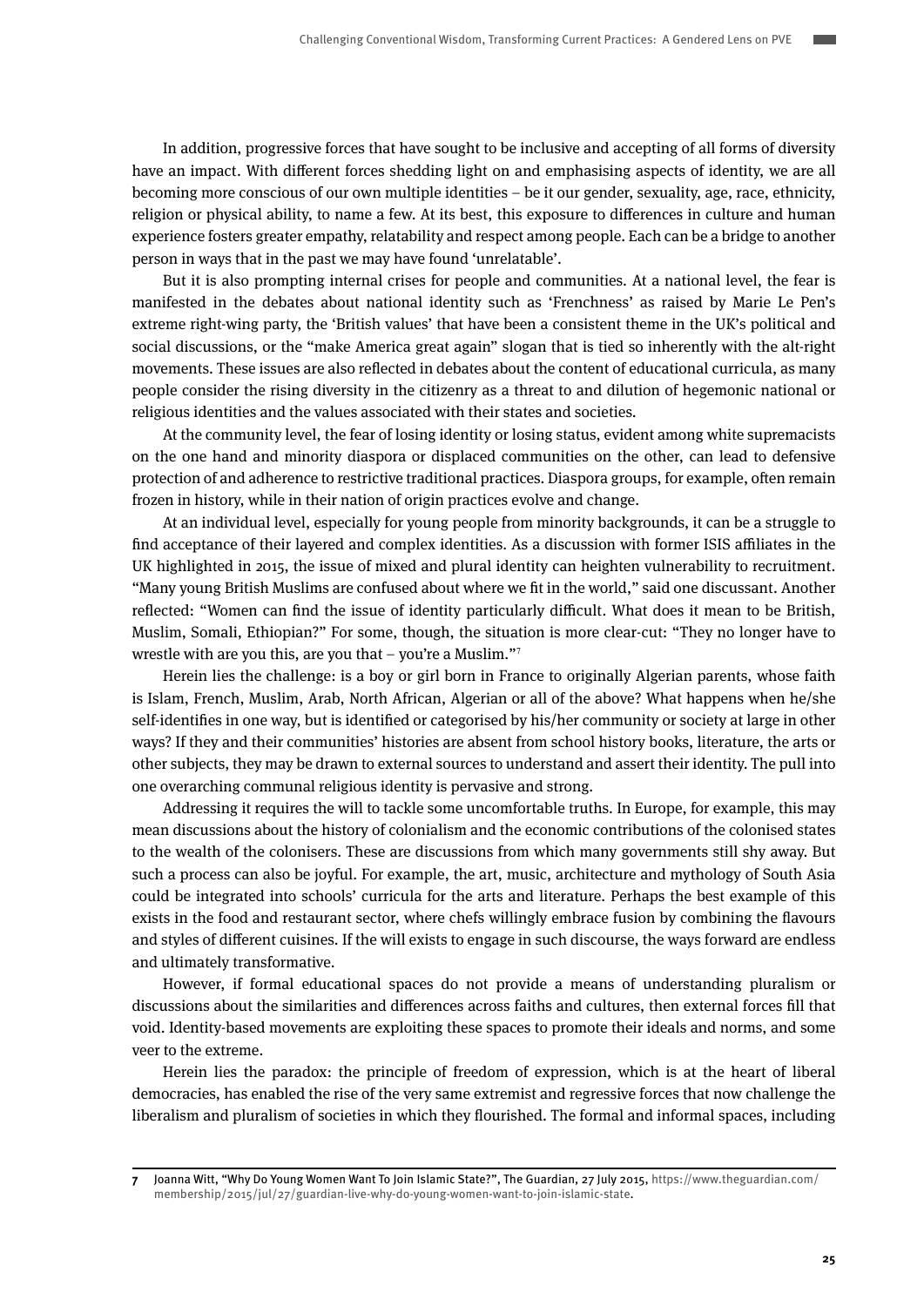In addition, progressive forces that have sought to be inclusive and accepting of all forms of diversity have an impact. With different forces shedding light on and emphasising aspects of identity, we are all becoming more conscious of our own multiple identities – be it our gender, sexuality, age, race, ethnicity, religion or physical ability, to name a few. At its best, this exposure to differences in culture and human experience fosters greater empathy, relatability and respect among people. Each can be a bridge to another person in ways that in the past we may have found 'unrelatable'.

But it is also prompting internal crises for people and communities. At a national level, the fear is manifested in the debates about national identity such as 'Frenchness' as raised by Marie Le Pen's extreme right-wing party, the 'British values' that have been a consistent theme in the UK's political and social discussions, or the "make America great again" slogan that is tied so inherently with the alt-right movements. These issues are also reflected in debates about the content of educational curricula, as many people consider the rising diversity in the citizenry as a threat to and dilution of hegemonic national or religious identities and the values associated with their states and societies.

At the community level, the fear of losing identity or losing status, evident among white supremacists on the one hand and minority diaspora or displaced communities on the other, can lead to defensive protection of and adherence to restrictive traditional practices. Diaspora groups, for example, often remain frozen in history, while in their nation of origin practices evolve and change.

At an individual level, especially for young people from minority backgrounds, it can be a struggle to find acceptance of their layered and complex identities. As a discussion with former ISIS affiliates in the UK highlighted in 2015, the issue of mixed and plural identity can heighten vulnerability to recruitment. "Many young British Muslims are confused about where we fit in the world," said one discussant. Another reflected: "Women can find the issue of identity particularly difficult. What does it mean to be British, Muslim, Somali, Ethiopian?" For some, though, the situation is more clear-cut: "They no longer have to wrestle with are you this, are you that – you're a Muslim."[7]

Herein lies the challenge: is a boy or girl born in France to originally Algerian parents, whose faith is Islam, French, Muslim, Arab, North African, Algerian or all of the above? What happens when he/she self-identifies in one way, but is identified or categorised by his/her community or society at large in other ways? If they and their communities' histories are absent from school history books, literature, the arts or other subjects, they may be drawn to external sources to understand and assert their identity. The pull into one overarching communal religious identity is pervasive and strong.

Addressing it requires the will to tackle some uncomfortable truths. In Europe, for example, this may mean discussions about the history of colonialism and the economic contributions of the colonised states to the wealth of the colonisers. These are discussions from which many governments still shy away. But such a process can also be joyful. For example, the art, music, architecture and mythology of South Asia could be integrated into schools' curricula for the arts and literature. Perhaps the best example of this exists in the food and restaurant sector, where chefs willingly embrace fusion by combining the flavours and styles of different cuisines. If the will exists to engage in such discourse, the ways forward are endless and ultimately transformative.

However, if formal educational spaces do not provide a means of understanding pluralism or discussions about the similarities and differences across faiths and cultures, then external forces fill that void. Identity-based movements are exploiting these spaces to promote their ideals and norms, and some veer to the extreme.

Herein lies the paradox: the principle of freedom of expression, which is at the heart of liberal democracies, has enabled the rise of the very same extremist and regressive forces that now challenge the liberalism and pluralism of societies in which they flourished. The formal and informal spaces, including

---

7 Joanna Witt, "Why Do Young Women Want To Join Islamic State?", The Guardian, 27 July 2015, https://www.theguardian.com/membership/2015/jul/27/guardian-live-why-do-young-women-want-to-join-islamic-state.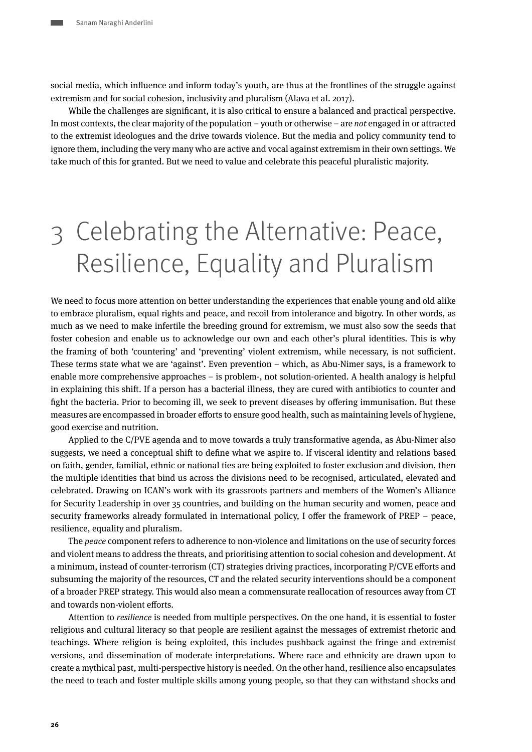social media, which influence and inform today's youth, are thus at the frontlines of the struggle against extremism and for social cohesion, inclusivity and pluralism (Alava et al. 2017).

While the challenges are significant, it is also critical to ensure a balanced and practical perspective. In most contexts, the clear majority of the population – youth or otherwise – are *not* engaged in or attracted to the extremist ideologues and the drive towards violence. But the media and policy community tend to ignore them, including the very many who are active and vocal against extremism in their own settings. We take much of this for granted. But we need to value and celebrate this peaceful pluralistic majority.

# 3 Celebrating the Alternative: Peace, Resilience, Equality and Pluralism

We need to focus more attention on better understanding the experiences that enable young and old alike to embrace pluralism, equal rights and peace, and recoil from intolerance and bigotry. In other words, as much as we need to make infertile the breeding ground for extremism, we must also sow the seeds that foster cohesion and enable us to acknowledge our own and each other's plural identities. This is why the framing of both 'countering' and 'preventing' violent extremism, while necessary, is not sufficient. These terms state what we are 'against'. Even prevention – which, as Abu-Nimer says, is a framework to enable more comprehensive approaches – is problem-, not solution-oriented. A health analogy is helpful in explaining this shift. If a person has a bacterial illness, they are cured with antibiotics to counter and fight the bacteria. Prior to becoming ill, we seek to prevent diseases by offering immunisation. But these measures are encompassed in broader efforts to ensure good health, such as maintaining levels of hygiene, good exercise and nutrition.

Applied to the C/PVE agenda and to move towards a truly transformative agenda, as Abu-Nimer also suggests, we need a conceptual shift to define what we aspire to. If visceral identity and relations based on faith, gender, familial, ethnic or national ties are being exploited to foster exclusion and division, then the multiple identities that bind us across the divisions need to be recognised, articulated, elevated and celebrated. Drawing on ICAN's work with its grassroots partners and members of the Women's Alliance for Security Leadership in over 35 countries, and building on the human security and women, peace and security frameworks already formulated in international policy, I offer the framework of PREP – peace, resilience, equality and pluralism.

The *peace* component refers to adherence to non-violence and limitations on the use of security forces and violent means to address the threats, and prioritising attention to social cohesion and development. At a minimum, instead of counter-terrorism (CT) strategies driving practices, incorporating P/CVE efforts and subsuming the majority of the resources, CT and the related security interventions should be a component of a broader PREP strategy. This would also mean a commensurate reallocation of resources away from CT and towards non-violent efforts.

Attention to *resilience* is needed from multiple perspectives. On the one hand, it is essential to foster religious and cultural literacy so that people are resilient against the messages of extremist rhetoric and teachings. Where religion is being exploited, this includes pushback against the fringe and extremist versions, and dissemination of moderate interpretations. Where race and ethnicity are drawn upon to create a mythical past, multi-perspective history is needed. On the other hand, resilience also encapsulates the need to teach and foster multiple skills among young people, so that they can withstand shocks and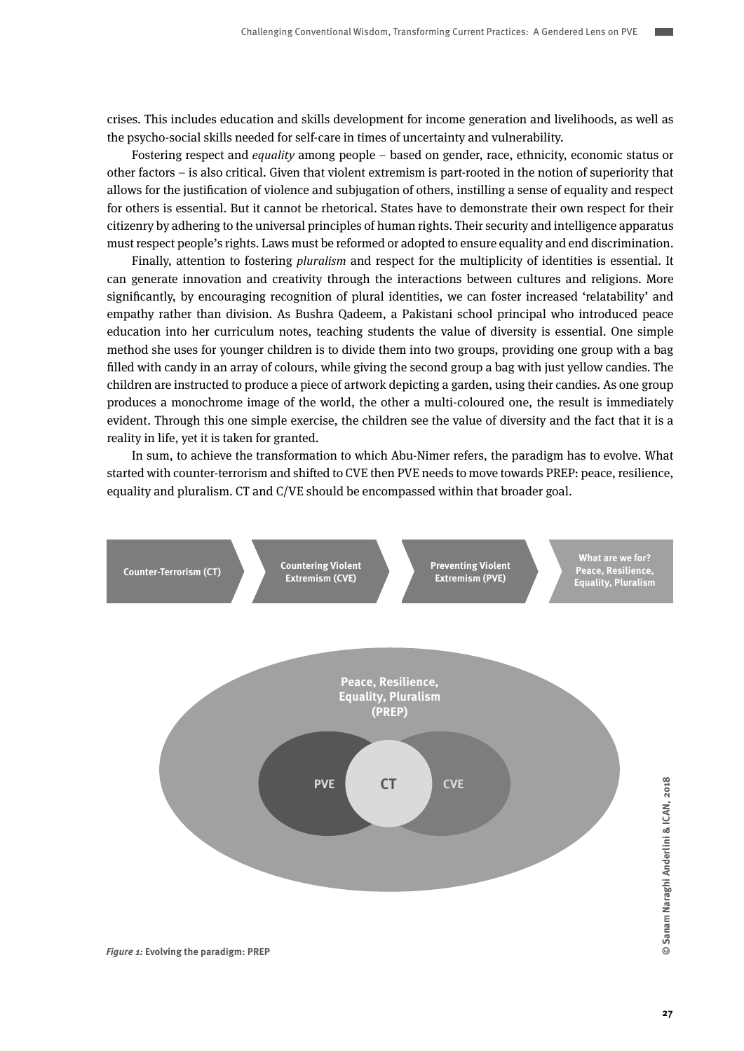crises. This includes education and skills development for income generation and livelihoods, as well as the psycho-social skills needed for self-care in times of uncertainty and vulnerability.

Fostering respect and *equality* among people – based on gender, race, ethnicity, economic status or other factors – is also critical. Given that violent extremism is part-rooted in the notion of superiority that allows for the justification of violence and subjugation of others, instilling a sense of equality and respect for others is essential. But it cannot be rhetorical. States have to demonstrate their own respect for their citizenry by adhering to the universal principles of human rights. Their security and intelligence apparatus must respect people's rights. Laws must be reformed or adopted to ensure equality and end discrimination.

Finally, attention to fostering *pluralism* and respect for the multiplicity of identities is essential. It can generate innovation and creativity through the interactions between cultures and religions. More significantly, by encouraging recognition of plural identities, we can foster increased 'relatability' and empathy rather than division. As Bushra Qadeem, a Pakistani school principal who introduced peace education into her curriculum notes, teaching students the value of diversity is essential. One simple method she uses for younger children is to divide them into two groups, providing one group with a bag filled with candy in an array of colours, while giving the second group a bag with just yellow candies. The children are instructed to produce a piece of artwork depicting a garden, using their candies. As one group produces a monochrome image of the world, the other a multi-coloured one, the result is immediately evident. Through this one simple exercise, the children see the value of diversity and the fact that it is a reality in life, yet it is taken for granted.

In sum, to achieve the transformation to which Abu-Nimer refers, the paradigm has to evolve. What started with counter-terrorism and shifted to CVE then PVE needs to move towards PREP: peace, resilience, equality and pluralism. CT and C/VE should be encompassed within that broader goal.

Counter-Terrorism (CT) → Countering Violent Extremism (CVE) → Preventing Violent Extremism (PVE) → What are we for? Peace, Resilience, Equality, Pluralism

Peace, Resilience, Equality, Pluralism (PREP)

PVE | CT | CVE

© Sanam Naraghi Anderlini & ICAN, 2018

*Figure 1:* **Evolving the paradigm: PREP**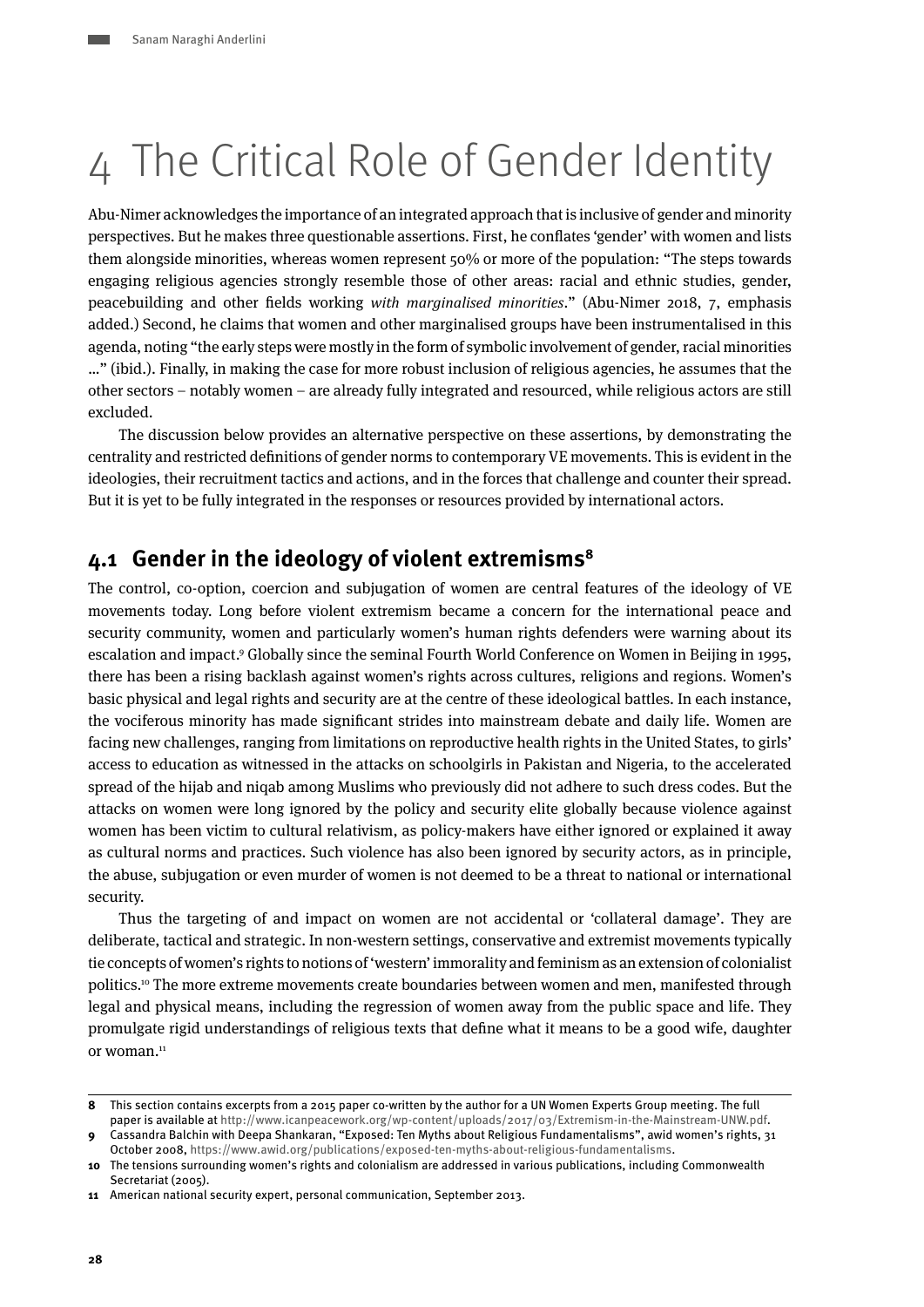# 4 The Critical Role of Gender Identity

Abu-Nimer acknowledges the importance of an integrated approach that is inclusive of gender and minority perspectives. But he makes three questionable assertions. First, he conflates 'gender' with women and lists them alongside minorities, whereas women represent 50% or more of the population: "The steps towards engaging religious agencies strongly resemble those of other areas: racial and ethnic studies, gender, peacebuilding and other fields working *with marginalised minorities*." (Abu-Nimer 2018, 7, emphasis added.) Second, he claims that women and other marginalised groups have been instrumentalised in this agenda, noting "the early steps were mostly in the form of symbolic involvement of gender, racial minorities …" (ibid.). Finally, in making the case for more robust inclusion of religious agencies, he assumes that the other sectors – notably women – are already fully integrated and resourced, while religious actors are still excluded.

The discussion below provides an alternative perspective on these assertions, by demonstrating the centrality and restricted definitions of gender norms to contemporary VE movements. This is evident in the ideologies, their recruitment tactics and actions, and in the forces that challenge and counter their spread. But it is yet to be fully integrated in the responses or resources provided by international actors.

## 4.1 Gender in the ideology of violent extremisms[8]

The control, co-option, coercion and subjugation of women are central features of the ideology of VE movements today. Long before violent extremism became a concern for the international peace and security community, women and particularly women's human rights defenders were warning about its escalation and impact.[9] Globally since the seminal Fourth World Conference on Women in Beijing in 1995, there has been a rising backlash against women's rights across cultures, religions and regions. Women's basic physical and legal rights and security are at the centre of these ideological battles. In each instance, the vociferous minority has made significant strides into mainstream debate and daily life. Women are facing new challenges, ranging from limitations on reproductive health rights in the United States, to girls' access to education as witnessed in the attacks on schoolgirls in Pakistan and Nigeria, to the accelerated spread of the hijab and niqab among Muslims who previously did not adhere to such dress codes. But the attacks on women were long ignored by the policy and security elite globally because violence against women has been victim to cultural relativism, as policy-makers have either ignored or explained it away as cultural norms and practices. Such violence has also been ignored by security actors, as in principle, the abuse, subjugation or even murder of women is not deemed to be a threat to national or international security.

Thus the targeting of and impact on women are not accidental or 'collateral damage'. They are deliberate, tactical and strategic. In non-western settings, conservative and extremist movements typically tie concepts of women's rights to notions of 'western' immorality and feminism as an extension of colonialist politics.[10] The more extreme movements create boundaries between women and men, manifested through legal and physical means, including the regression of women away from the public space and life. They promulgate rigid understandings of religious texts that define what it means to be a good wife, daughter or woman.[11]

---

**8** This section contains excerpts from a 2015 paper co-written by the author for a UN Women Experts Group meeting. The full paper is available at http://www.icanpeacework.org/wp-content/uploads/2017/03/Extremism-in-the-Mainstream-UNW.pdf.

**9** Cassandra Balchin with Deepa Shankaran, "Exposed: Ten Myths about Religious Fundamentalisms", awid women's rights, 31 October 2008, https://www.awid.org/publications/exposed-ten-myths-about-religious-fundamentalisms.

**10** The tensions surrounding women's rights and colonialism are addressed in various publications, including Commonwealth Secretariat (2005).

**11** American national security expert, personal communication, September 2013.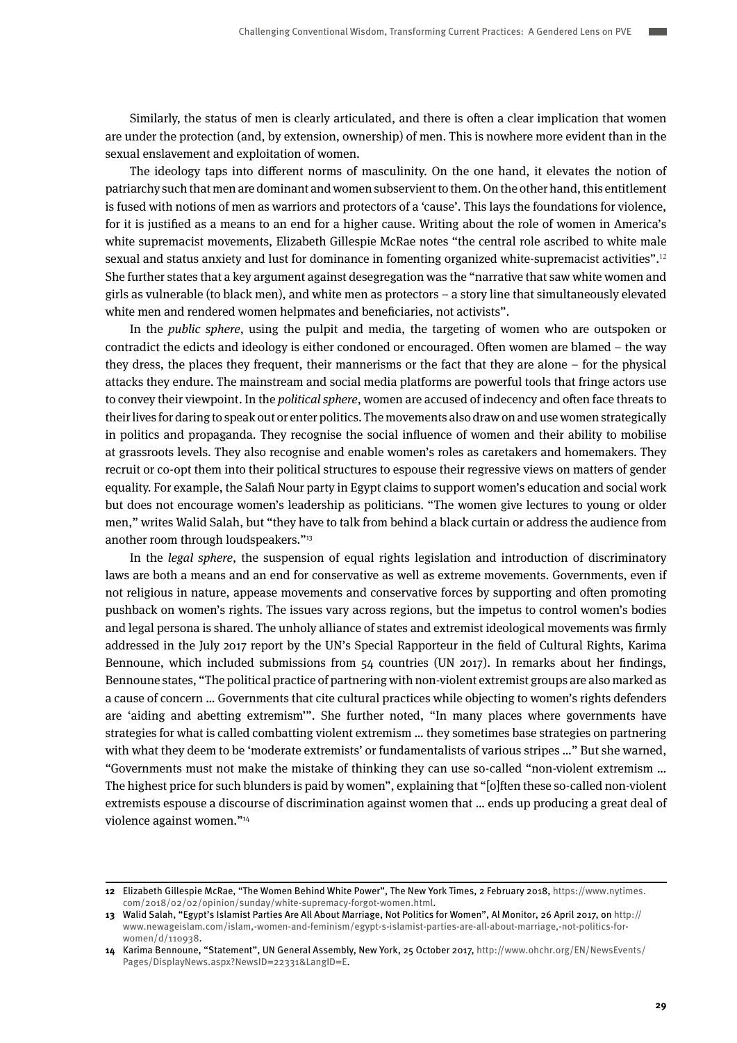Similarly, the status of men is clearly articulated, and there is often a clear implication that women are under the protection (and, by extension, ownership) of men. This is nowhere more evident than in the sexual enslavement and exploitation of women.

The ideology taps into different norms of masculinity. On the one hand, it elevates the notion of patriarchy such that men are dominant and women subservient to them. On the other hand, this entitlement is fused with notions of men as warriors and protectors of a 'cause'. This lays the foundations for violence, for it is justified as a means to an end for a higher cause. Writing about the role of women in America's white supremacist movements, Elizabeth Gillespie McRae notes "the central role ascribed to white male sexual and status anxiety and lust for dominance in fomenting organized white-supremacist activities".[12] She further states that a key argument against desegregation was the "narrative that saw white women and girls as vulnerable (to black men), and white men as protectors – a story line that simultaneously elevated white men and rendered women helpmates and beneficiaries, not activists".

In the *public sphere*, using the pulpit and media, the targeting of women who are outspoken or contradict the edicts and ideology is either condoned or encouraged. Often women are blamed – the way they dress, the places they frequent, their mannerisms or the fact that they are alone – for the physical attacks they endure. The mainstream and social media platforms are powerful tools that fringe actors use to convey their viewpoint. In the *political sphere*, women are accused of indecency and often face threats to their lives for daring to speak out or enter politics. The movements also draw on and use women strategically in politics and propaganda. They recognise the social influence of women and their ability to mobilise at grassroots levels. They also recognise and enable women's roles as caretakers and homemakers. They recruit or co-opt them into their political structures to espouse their regressive views on matters of gender equality. For example, the Salafi Nour party in Egypt claims to support women's education and social work but does not encourage women's leadership as politicians. "The women give lectures to young or older men," writes Walid Salah, but "they have to talk from behind a black curtain or address the audience from another room through loudspeakers."[13]

In the *legal sphere*, the suspension of equal rights legislation and introduction of discriminatory laws are both a means and an end for conservative as well as extreme movements. Governments, even if not religious in nature, appease movements and conservative forces by supporting and often promoting pushback on women's rights. The issues vary across regions, but the impetus to control women's bodies and legal persona is shared. The unholy alliance of states and extremist ideological movements was firmly addressed in the July 2017 report by the UN's Special Rapporteur in the field of Cultural Rights, Karima Bennoune, which included submissions from 54 countries (UN 2017). In remarks about her findings, Bennoune states, "The political practice of partnering with non-violent extremist groups are also marked as a cause of concern … Governments that cite cultural practices while objecting to women's rights defenders are 'aiding and abetting extremism'". She further noted, "In many places where governments have strategies for what is called combatting violent extremism … they sometimes base strategies on partnering with what they deem to be 'moderate extremists' or fundamentalists of various stripes …" But she warned, "Governments must not make the mistake of thinking they can use so-called "non-violent extremism … The highest price for such blunders is paid by women", explaining that "[o]ften these so-called non-violent extremists espouse a discourse of discrimination against women that … ends up producing a great deal of violence against women."[14]

---

**12** Elizabeth Gillespie McRae, "The Women Behind White Power", The New York Times, 2 February 2018, https://www.nytimes.com/2018/02/02/opinion/sunday/white-supremacy-forgot-women.html.

**13** Walid Salah, "Egypt's Islamist Parties Are All About Marriage, Not Politics for Women", Al Monitor, 26 April 2017, on http://www.newageislam.com/islam,-women-and-feminism/egypt-s-islamist-parties-are-all-about-marriage,-not-politics-for-women/d/110938.

**14** Karima Bennoune, "Statement", UN General Assembly, New York, 25 October 2017, http://www.ohchr.org/EN/NewsEvents/Pages/DisplayNews.aspx?NewsID=22331&LangID=E.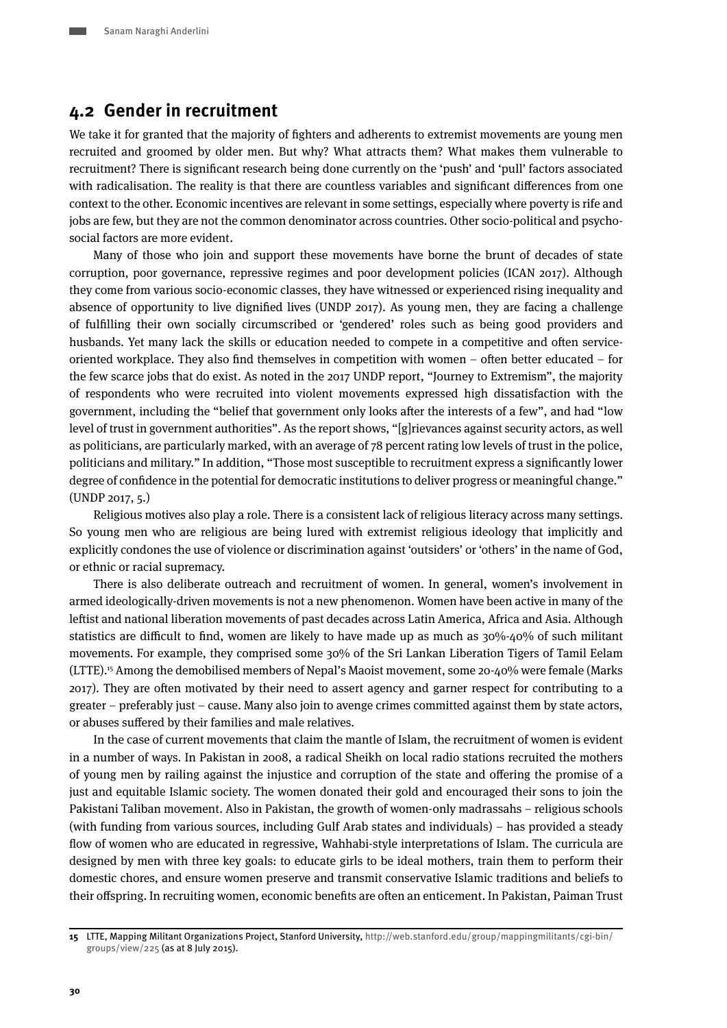## 4.2 Gender in recruitment

We take it for granted that the majority of fighters and adherents to extremist movements are young men recruited and groomed by older men. But why? What attracts them? What makes them vulnerable to recruitment? There is significant research being done currently on the 'push' and 'pull' factors associated with radicalisation. The reality is that there are countless variables and significant differences from one context to the other. Economic incentives are relevant in some settings, especially where poverty is rife and jobs are few, but they are not the common denominator across countries. Other socio-political and psycho-social factors are more evident.

Many of those who join and support these movements have borne the brunt of decades of state corruption, poor governance, repressive regimes and poor development policies (ICAN 2017). Although they come from various socio-economic classes, they have witnessed or experienced rising inequality and absence of opportunity to live dignified lives (UNDP 2017). As young men, they are facing a challenge of fulfilling their own socially circumscribed or 'gendered' roles such as being good providers and husbands. Yet many lack the skills or education needed to compete in a competitive and often service-oriented workplace. They also find themselves in competition with women – often better educated – for the few scarce jobs that do exist. As noted in the 2017 UNDP report, "Journey to Extremism", the majority of respondents who were recruited into violent movements expressed high dissatisfaction with the government, including the "belief that government only looks after the interests of a few", and had "low level of trust in government authorities". As the report shows, "[g]rievances against security actors, as well as politicians, are particularly marked, with an average of 78 percent rating low levels of trust in the police, politicians and military." In addition, "Those most susceptible to recruitment express a significantly lower degree of confidence in the potential for democratic institutions to deliver progress or meaningful change." (UNDP 2017, 5.)

Religious motives also play a role. There is a consistent lack of religious literacy across many settings. So young men who are religious are being lured with extremist religious ideology that implicitly and explicitly condones the use of violence or discrimination against 'outsiders' or 'others' in the name of God, or ethnic or racial supremacy.

There is also deliberate outreach and recruitment of women. In general, women's involvement in armed ideologically-driven movements is not a new phenomenon. Women have been active in many of the leftist and national liberation movements of past decades across Latin America, Africa and Asia. Although statistics are difficult to find, women are likely to have made up as much as 30%-40% of such militant movements. For example, they comprised some 30% of the Sri Lankan Liberation Tigers of Tamil Eelam (LTTE).[15] Among the demobilised members of Nepal's Maoist movement, some 20-40% were female (Marks 2017). They are often motivated by their need to assert agency and garner respect for contributing to a greater – preferably just – cause. Many also join to avenge crimes committed against them by state actors, or abuses suffered by their families and male relatives.

In the case of current movements that claim the mantle of Islam, the recruitment of women is evident in a number of ways. In Pakistan in 2008, a radical Sheikh on local radio stations recruited the mothers of young men by railing against the injustice and corruption of the state and offering the promise of a just and equitable Islamic society. The women donated their gold and encouraged their sons to join the Pakistani Taliban movement. Also in Pakistan, the growth of women-only madrassahs – religious schools (with funding from various sources, including Gulf Arab states and individuals) – has provided a steady flow of women who are educated in regressive, Wahhabi-style interpretations of Islam. The curricula are designed by men with three key goals: to educate girls to be ideal mothers, train them to perform their domestic chores, and ensure women preserve and transmit conservative Islamic traditions and beliefs to their offspring. In recruiting women, economic benefits are often an enticement. In Pakistan, Paiman Trust

---

**15** LTTE, Mapping Militant Organizations Project, Stanford University, http://web.stanford.edu/group/mappingmilitants/cgi-bin/groups/view/225 (as at 8 July 2015).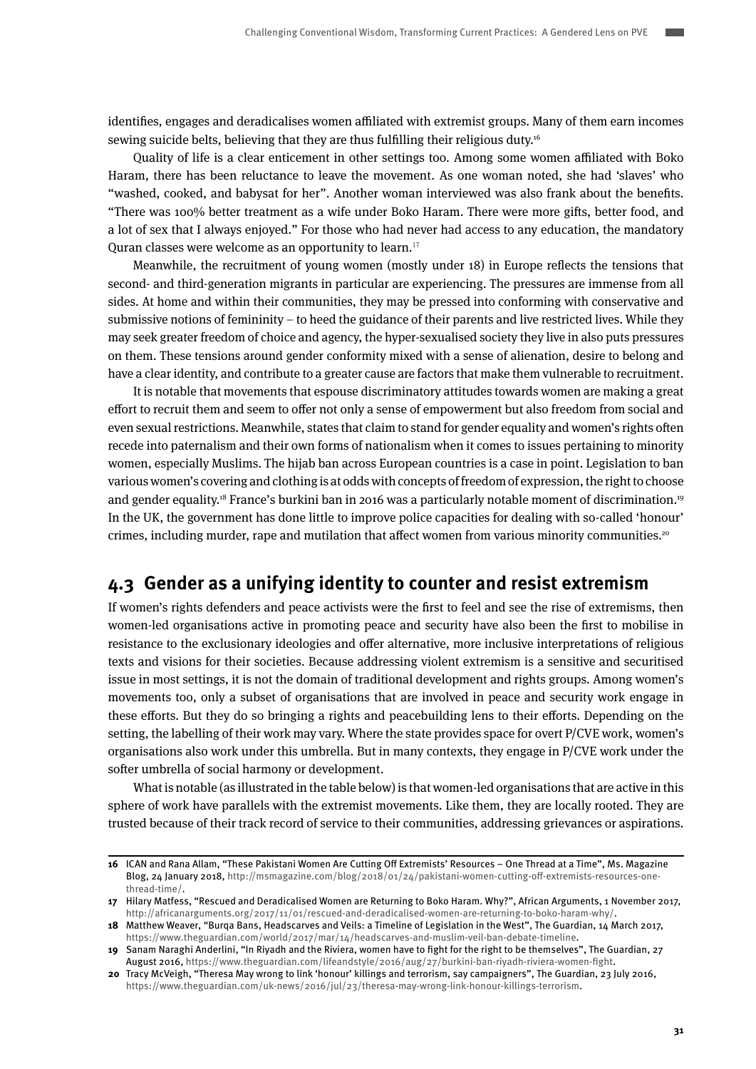identifies, engages and deradicalises women affiliated with extremist groups. Many of them earn incomes sewing suicide belts, believing that they are thus fulfilling their religious duty.[16]

Quality of life is a clear enticement in other settings too. Among some women affiliated with Boko Haram, there has been reluctance to leave the movement. As one woman noted, she had 'slaves' who "washed, cooked, and babysat for her". Another woman interviewed was also frank about the benefits. "There was 100% better treatment as a wife under Boko Haram. There were more gifts, better food, and a lot of sex that I always enjoyed." For those who had never had access to any education, the mandatory Quran classes were welcome as an opportunity to learn.[17]

Meanwhile, the recruitment of young women (mostly under 18) in Europe reflects the tensions that second- and third-generation migrants in particular are experiencing. The pressures are immense from all sides. At home and within their communities, they may be pressed into conforming with conservative and submissive notions of femininity – to heed the guidance of their parents and live restricted lives. While they may seek greater freedom of choice and agency, the hyper-sexualised society they live in also puts pressures on them. These tensions around gender conformity mixed with a sense of alienation, desire to belong and have a clear identity, and contribute to a greater cause are factors that make them vulnerable to recruitment.

It is notable that movements that espouse discriminatory attitudes towards women are making a great effort to recruit them and seem to offer not only a sense of empowerment but also freedom from social and even sexual restrictions. Meanwhile, states that claim to stand for gender equality and women's rights often recede into paternalism and their own forms of nationalism when it comes to issues pertaining to minority women, especially Muslims. The hijab ban across European countries is a case in point. Legislation to ban various women's covering and clothing is at odds with concepts of freedom of expression, the right to choose and gender equality.[18] France's burkini ban in 2016 was a particularly notable moment of discrimination.[19] In the UK, the government has done little to improve police capacities for dealing with so-called 'honour' crimes, including murder, rape and mutilation that affect women from various minority communities.[20]

## 4.3 Gender as a unifying identity to counter and resist extremism

If women's rights defenders and peace activists were the first to feel and see the rise of extremisms, then women-led organisations active in promoting peace and security have also been the first to mobilise in resistance to the exclusionary ideologies and offer alternative, more inclusive interpretations of religious texts and visions for their societies. Because addressing violent extremism is a sensitive and securitised issue in most settings, it is not the domain of traditional development and rights groups. Among women's movements too, only a subset of organisations that are involved in peace and security work engage in these efforts. But they do so bringing a rights and peacebuilding lens to their efforts. Depending on the setting, the labelling of their work may vary. Where the state provides space for overt P/CVE work, women's organisations also work under this umbrella. But in many contexts, they engage in P/CVE work under the softer umbrella of social harmony or development.

What is notable (as illustrated in the table below) is that women-led organisations that are active in this sphere of work have parallels with the extremist movements. Like them, they are locally rooted. They are trusted because of their track record of service to their communities, addressing grievances or aspirations.

---

**16** ICAN and Rana Allam, "These Pakistani Women Are Cutting Off Extremists' Resources – One Thread at a Time", Ms. Magazine Blog, 24 January 2018, http://msmagazine.com/blog/2018/01/24/pakistani-women-cutting-off-extremists-resources-one-thread-time/.

**17** Hilary Matfess, "Rescued and Deradicalised Women are Returning to Boko Haram. Why?", African Arguments, 1 November 2017, http://africanarguments.org/2017/11/01/rescued-and-deradicalised-women-are-returning-to-boko-haram-why/.

**18** Matthew Weaver, "Burqa Bans, Headscarves and Veils: a Timeline of Legislation in the West", The Guardian, 14 March 2017, https://www.theguardian.com/world/2017/mar/14/headscarves-and-muslim-veil-ban-debate-timeline.

**19** Sanam Naraghi Anderlini, "In Riyadh and the Riviera, women have to fight for the right to be themselves", The Guardian, 27 August 2016, https://www.theguardian.com/lifeandstyle/2016/aug/27/burkini-ban-riyadh-riviera-women-fight.

**20** Tracy McVeigh, "Theresa May wrong to link 'honour' killings and terrorism, say campaigners", The Guardian, 23 July 2016, https://www.theguardian.com/uk-news/2016/jul/23/theresa-may-wrong-link-honour-killings-terrorism.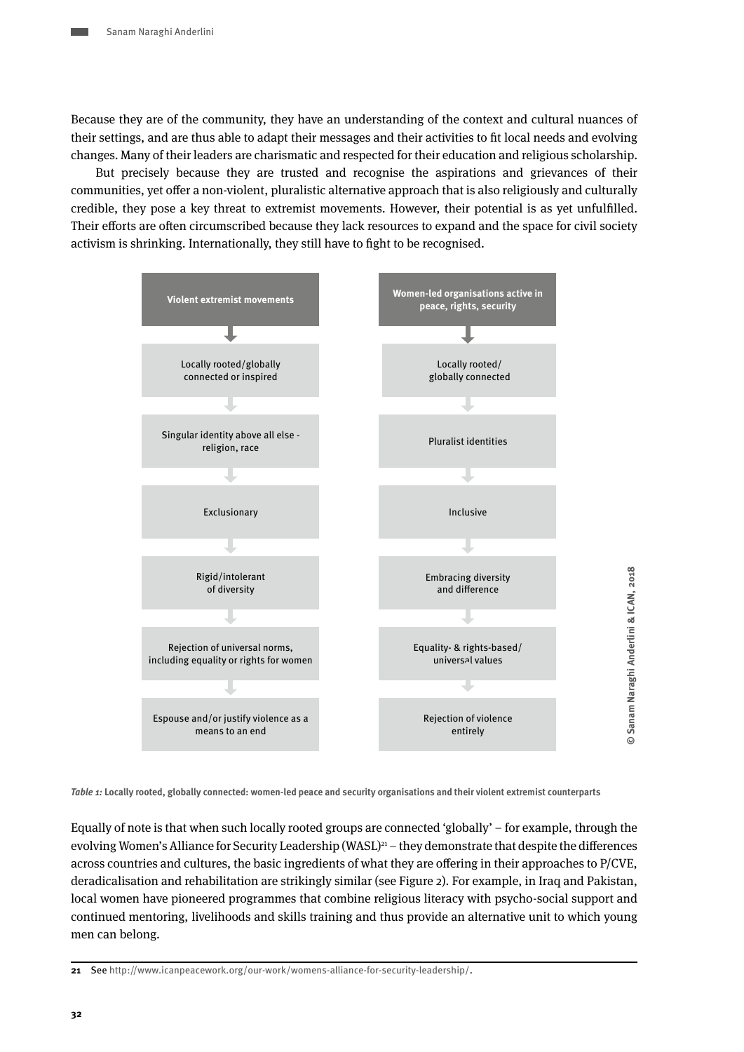Because they are of the community, they have an understanding of the context and cultural nuances of their settings, and are thus able to adapt their messages and their activities to fit local needs and evolving changes. Many of their leaders are charismatic and respected for their education and religious scholarship.

But precisely because they are trusted and recognise the aspirations and grievances of their communities, yet offer a non-violent, pluralistic alternative approach that is also religiously and culturally credible, they pose a key threat to extremist movements. However, their potential is as yet unfulfilled. Their efforts are often circumscribed because they lack resources to expand and the space for civil society activism is shrinking. Internationally, they still have to fight to be recognised.

| Violent extremist movements | Women-led organisations active in peace, rights, security |
|---|---|
| Locally rooted/globally connected or inspired | Locally rooted/ globally connected |
| Singular identity above all else - religion, race | Pluralist identities |
| Exclusionary | Inclusive |
| Rigid/intolerant of diversity | Embracing diversity and difference |
| Rejection of universal norms, including equality or rights for women | Equality- & rights-based/ universal values |
| Espouse and/or justify violence as a means to an end | Rejection of violence entirely |

© Sanam Naraghi Anderlini & ICAN, 2018

*Table 1:* **Locally rooted, globally connected: women-led peace and security organisations and their violent extremist counterparts**

Equally of note is that when such locally rooted groups are connected 'globally' – for example, through the evolving Women's Alliance for Security Leadership (WASL)[21] – they demonstrate that despite the differences across countries and cultures, the basic ingredients of what they are offering in their approaches to P/CVE, deradicalisation and rehabilitation are strikingly similar (see Figure 2). For example, in Iraq and Pakistan, local women have pioneered programmes that combine religious literacy with psycho-social support and continued mentoring, livelihoods and skills training and thus provide an alternative unit to which young men can belong.

**21** See http://www.icanpeacework.org/our-work/womens-alliance-for-security-leadership/.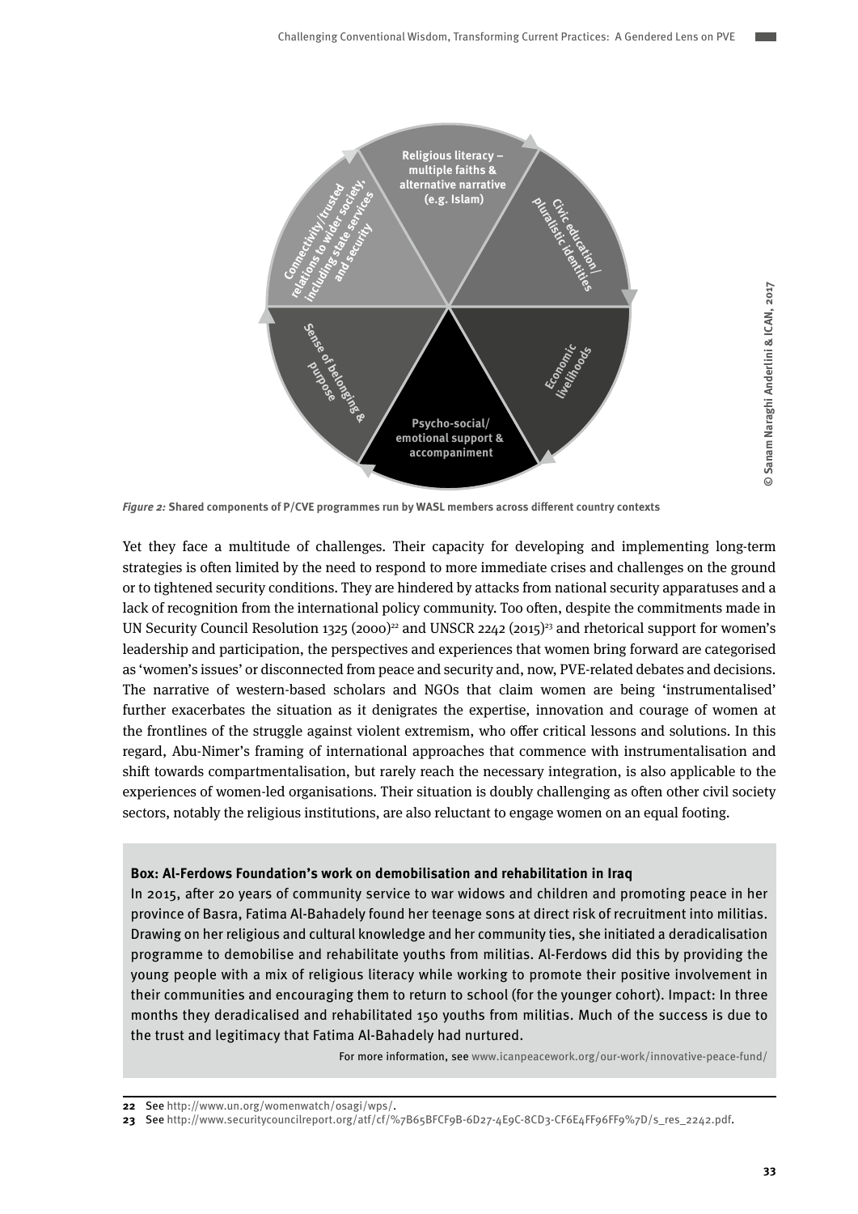Religious literacy – multiple faiths & alternative narrative (e.g. Islam)

Civic education/ pluralistic identities

Economic livelihoods

Psycho-social/ emotional support & accompaniment

Sense of belonging & purpose

Connectivity/trusted relations to wider society, including state services and security

© Sanam Naraghi Anderlini & ICAN, 2017

*Figure 2:* **Shared components of P/CVE programmes run by WASL members across different country contexts**

Yet they face a multitude of challenges. Their capacity for developing and implementing long-term strategies is often limited by the need to respond to more immediate crises and challenges on the ground or to tightened security conditions. They are hindered by attacks from national security apparatuses and a lack of recognition from the international policy community. Too often, despite the commitments made in UN Security Council Resolution 1325 (2000)[22] and UNSCR 2242 (2015)[23] and rhetorical support for women's leadership and participation, the perspectives and experiences that women bring forward are categorised as 'women's issues' or disconnected from peace and security and, now, PVE-related debates and decisions. The narrative of western-based scholars and NGOs that claim women are being 'instrumentalised' further exacerbates the situation as it denigrates the expertise, innovation and courage of women at the frontlines of the struggle against violent extremism, who offer critical lessons and solutions. In this regard, Abu-Nimer's framing of international approaches that commence with instrumentalisation and shift towards compartmentalisation, but rarely reach the necessary integration, is also applicable to the experiences of women-led organisations. Their situation is doubly challenging as often other civil society sectors, notably the religious institutions, are also reluctant to engage women on an equal footing.

**Box: Al-Ferdows Foundation's work on demobilisation and rehabilitation in Iraq**

In 2015, after 20 years of community service to war widows and children and promoting peace in her province of Basra, Fatima Al-Bahadely found her teenage sons at direct risk of recruitment into militias. Drawing on her religious and cultural knowledge and her community ties, she initiated a deradicalisation programme to demobilise and rehabilitate youths from militias. Al-Ferdows did this by providing the young people with a mix of religious literacy while working to promote their positive involvement in their communities and encouraging them to return to school (for the younger cohort). Impact: In three months they deradicalised and rehabilitated 150 youths from militias. Much of the success is due to the trust and legitimacy that Fatima Al-Bahadely had nurtured.

For more information, see www.icanpeacework.org/our-work/innovative-peace-fund/

**22** See http://www.un.org/womenwatch/osagi/wps/.

**23** See http://www.securitycouncilreport.org/atf/cf/%7B65BFCF9B-6D27-4E9C-8CD3-CF6E4FF96FF9%7D/s_res_2242.pdf.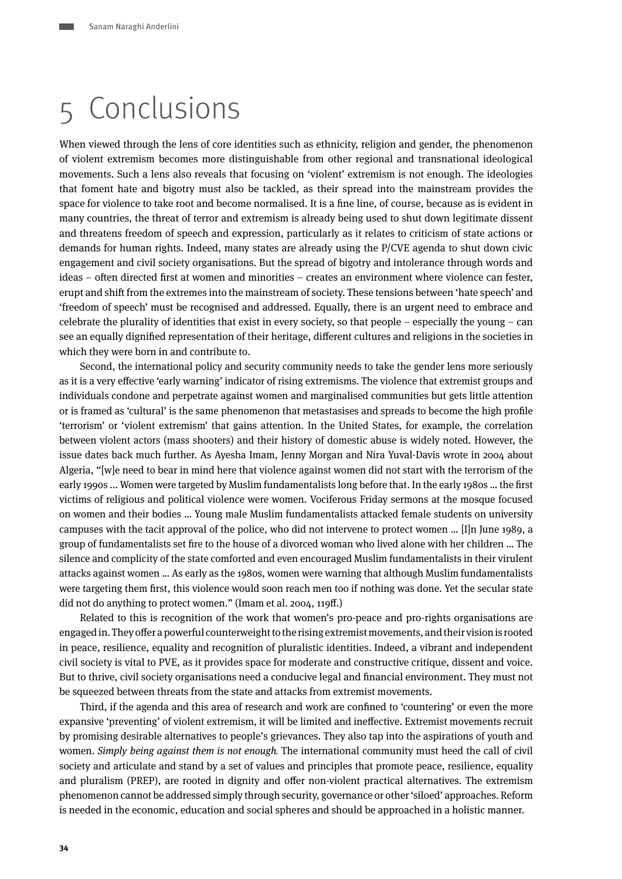# 5 Conclusions

When viewed through the lens of core identities such as ethnicity, religion and gender, the phenomenon of violent extremism becomes more distinguishable from other regional and transnational ideological movements. Such a lens also reveals that focusing on 'violent' extremism is not enough. The ideologies that foment hate and bigotry must also be tackled, as their spread into the mainstream provides the space for violence to take root and become normalised. It is a fine line, of course, because as is evident in many countries, the threat of terror and extremism is already being used to shut down legitimate dissent and threatens freedom of speech and expression, particularly as it relates to criticism of state actions or demands for human rights. Indeed, many states are already using the P/CVE agenda to shut down civic engagement and civil society organisations. But the spread of bigotry and intolerance through words and ideas – often directed first at women and minorities – creates an environment where violence can fester, erupt and shift from the extremes into the mainstream of society. These tensions between 'hate speech' and 'freedom of speech' must be recognised and addressed. Equally, there is an urgent need to embrace and celebrate the plurality of identities that exist in every society, so that people – especially the young – can see an equally dignified representation of their heritage, different cultures and religions in the societies in which they were born in and contribute to.

Second, the international policy and security community needs to take the gender lens more seriously as it is a very effective 'early warning' indicator of rising extremisms. The violence that extremist groups and individuals condone and perpetrate against women and marginalised communities but gets little attention or is framed as 'cultural' is the same phenomenon that metastasises and spreads to become the high profile 'terrorism' or 'violent extremism' that gains attention. In the United States, for example, the correlation between violent actors (mass shooters) and their history of domestic abuse is widely noted. However, the issue dates back much further. As Ayesha Imam, Jenny Morgan and Nira Yuval-Davis wrote in 2004 about Algeria, "[w]e need to bear in mind here that violence against women did not start with the terrorism of the early 1990s … Women were targeted by Muslim fundamentalists long before that. In the early 1980s … the first victims of religious and political violence were women. Vociferous Friday sermons at the mosque focused on women and their bodies … Young male Muslim fundamentalists attacked female students on university campuses with the tacit approval of the police, who did not intervene to protect women … [I]n June 1989, a group of fundamentalists set fire to the house of a divorced woman who lived alone with her children … The silence and complicity of the state comforted and even encouraged Muslim fundamentalists in their virulent attacks against women … As early as the 1980s, women were warning that although Muslim fundamentalists were targeting them first, this violence would soon reach men too if nothing was done. Yet the secular state did not do anything to protect women." (Imam et al. 2004, 119ff.)

Related to this is recognition of the work that women's pro-peace and pro-rights organisations are engaged in. They offer a powerful counterweight to the rising extremist movements, and their vision is rooted in peace, resilience, equality and recognition of pluralistic identities. Indeed, a vibrant and independent civil society is vital to PVE, as it provides space for moderate and constructive critique, dissent and voice. But to thrive, civil society organisations need a conducive legal and financial environment. They must not be squeezed between threats from the state and attacks from extremist movements.

Third, if the agenda and this area of research and work are confined to 'countering' or even the more expansive 'preventing' of violent extremism, it will be limited and ineffective. Extremist movements recruit by promising desirable alternatives to people's grievances. They also tap into the aspirations of youth and women. *Simply being against them is not enough.* The international community must heed the call of civil society and articulate and stand by a set of values and principles that promote peace, resilience, equality and pluralism (PREP), are rooted in dignity and offer non-violent practical alternatives. The extremism phenomenon cannot be addressed simply through security, governance or other 'siloed' approaches. Reform is needed in the economic, education and social spheres and should be approached in a holistic manner.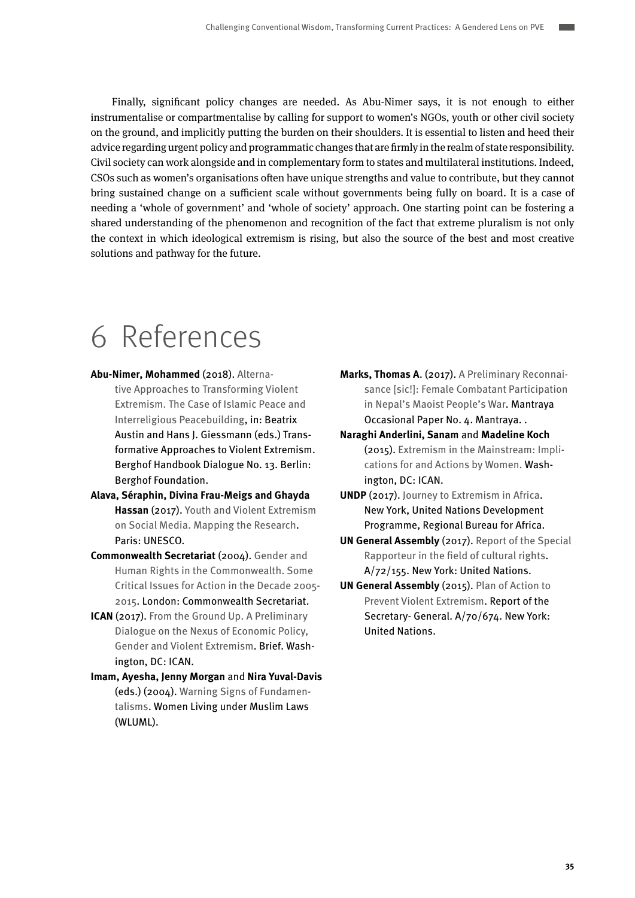Finally, significant policy changes are needed. As Abu-Nimer says, it is not enough to either instrumentalise or compartmentalise by calling for support to women's NGOs, youth or other civil society on the ground, and implicitly putting the burden on their shoulders. It is essential to listen and heed their advice regarding urgent policy and programmatic changes that are firmly in the realm of state responsibility. Civil society can work alongside and in complementary form to states and multilateral institutions. Indeed, CSOs such as women's organisations often have unique strengths and value to contribute, but they cannot bring sustained change on a sufficient scale without governments being fully on board. It is a case of needing a 'whole of government' and 'whole of society' approach. One starting point can be fostering a shared understanding of the phenomenon and recognition of the fact that extreme pluralism is not only the context in which ideological extremism is rising, but also the source of the best and most creative solutions and pathway for the future.

# 6 References

**Abu-Nimer, Mohammed** (2018). Alternative Approaches to Transforming Violent Extremism. The Case of Islamic Peace and Interreligious Peacebuilding, in: Beatrix Austin and Hans J. Giessmann (eds.) Transformative Approaches to Violent Extremism. Berghof Handbook Dialogue No. 13. Berlin: Berghof Foundation.

**Alava, Séraphin, Divina Frau-Meigs and Ghayda Hassan** (2017). Youth and Violent Extremism on Social Media. Mapping the Research. Paris: UNESCO.

**Commonwealth Secretariat** (2004). Gender and Human Rights in the Commonwealth. Some Critical Issues for Action in the Decade 2005-2015. London: Commonwealth Secretariat.

**ICAN** (2017). From the Ground Up. A Preliminary Dialogue on the Nexus of Economic Policy, Gender and Violent Extremism. Brief. Washington, DC: ICAN.

**Imam, Ayesha, Jenny Morgan** and **Nira Yuval-Davis** (eds.) (2004). Warning Signs of Fundamentalisms. Women Living under Muslim Laws (WLUML).

**Marks, Thomas A**. (2017). A Preliminary Reconnaisance [sic!]: Female Combatant Participation in Nepal's Maoist People's War. Mantraya Occasional Paper No. 4. Mantraya. .

**Naraghi Anderlini, Sanam** and **Madeline Koch** (2015). Extremism in the Mainstream: Implications for and Actions by Women. Washington, DC: ICAN.

**UNDP** (2017). Journey to Extremism in Africa. New York, United Nations Development Programme, Regional Bureau for Africa.

**UN General Assembly** (2017). Report of the Special Rapporteur in the field of cultural rights. A/72/155. New York: United Nations.

**UN General Assembly** (2015). Plan of Action to Prevent Violent Extremism. Report of the Secretary- General. A/70/674. New York: United Nations.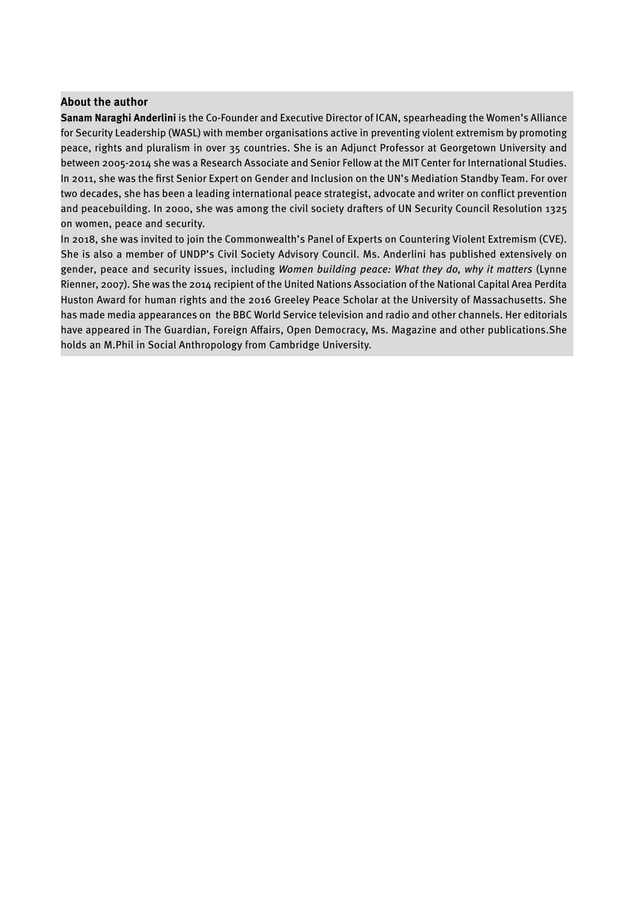## About the author

**Sanam Naraghi Anderlini** is the Co-Founder and Executive Director of ICAN, spearheading the Women's Alliance for Security Leadership (WASL) with member organisations active in preventing violent extremism by promoting peace, rights and pluralism in over 35 countries. She is an Adjunct Professor at Georgetown University and between 2005-2014 she was a Research Associate and Senior Fellow at the MIT Center for International Studies. In 2011, she was the first Senior Expert on Gender and Inclusion on the UN's Mediation Standby Team. For over two decades, she has been a leading international peace strategist, advocate and writer on conflict prevention and peacebuilding. In 2000, she was among the civil society drafters of UN Security Council Resolution 1325 on women, peace and security.

In 2018, she was invited to join the Commonwealth's Panel of Experts on Countering Violent Extremism (CVE). She is also a member of UNDP's Civil Society Advisory Council. Ms. Anderlini has published extensively on gender, peace and security issues, including *Women building peace: What they do, why it matters* (Lynne Rienner, 2007). She was the 2014 recipient of the United Nations Association of the National Capital Area Perdita Huston Award for human rights and the 2016 Greeley Peace Scholar at the University of Massachusetts. She has made media appearances on the BBC World Service television and radio and other channels. Her editorials have appeared in The Guardian, Foreign Affairs, Open Democracy, Ms. Magazine and other publications.She holds an M.Phil in Social Anthropology from Cambridge University.